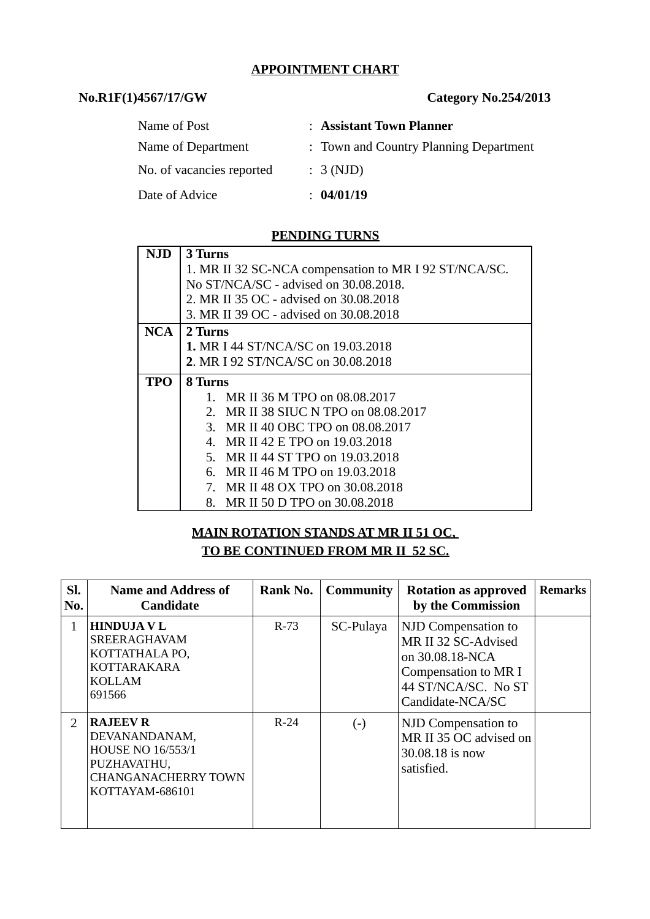## APPOINTMENT CHART

**No.R1F(1)4567/17/GW** **Category No.254/2013**

| | |
|---|---|
| Name of Post | : **Assistant Town Planner** |
| Name of Department | : Town and Country Planning Department |
| No. of vacancies reported | : 3 (NJD) |
| Date of Advice | : **04/01/19** |

### PENDING TURNS

| | |
|---|---|
| **NJD** | **3 Turns**<br>1. MR II 32 SC-NCA compensation to MR I 92 ST/NCA/SC. No ST/NCA/SC - advised on 30.08.2018.<br>2. MR II 35 OC - advised on 30.08.2018<br>3. MR II 39 OC - advised on 30.08.2018 |
| **NCA** | **2 Turns**<br>**1.** MR I 44 ST/NCA/SC on 19.03.2018<br>**2**. MR I 92 ST/NCA/SC on 30.08.2018 |
| **TPO** | **8 Turns**<br>1. MR II 36 M TPO on 08.08.2017<br>2. MR II 38 SIUC N TPO on 08.08.2017<br>3. MR II 40 OBC TPO on 08.08.2017<br>4. MR II 42 E TPO on 19.03.2018<br>5. MR II 44 ST TPO on 19.03.2018<br>6. MR II 46 M TPO on 19.03.2018<br>7. MR II 48 OX TPO on 30.08.2018<br>8. MR II 50 D TPO on 30.08.2018 |

**MAIN ROTATION STANDS AT MR II 51 OC,**
**TO BE CONTINUED FROM MR II 52 SC.**

| Sl. No. | Name and Address of Candidate | Rank No. | Community | Rotation as approved by the Commission | Remarks |
|---|---|---|---|---|---|
| 1 | **HINDUJA V L**<br>SREERAGHAVAM<br>KOTTATHALA PO,<br>KOTTARAKARA<br>KOLLAM<br>691566 | R-73 | SC-Pulaya | NJD Compensation to MR II 32 SC-Advised on 30.08.18-NCA Compensation to MR I 44 ST/NCA/SC. No ST Candidate-NCA/SC | |
| 2 | **RAJEEV R**<br>DEVANANDANAM,<br>HOUSE NO 16/553/1<br>PUZHAVATHU,<br>CHANGANACHERRY TOWN<br>KOTTAYAM-686101 | R-24 | (-) | NJD Compensation to MR II 35 OC advised on 30.08.18 is now satisfied. | |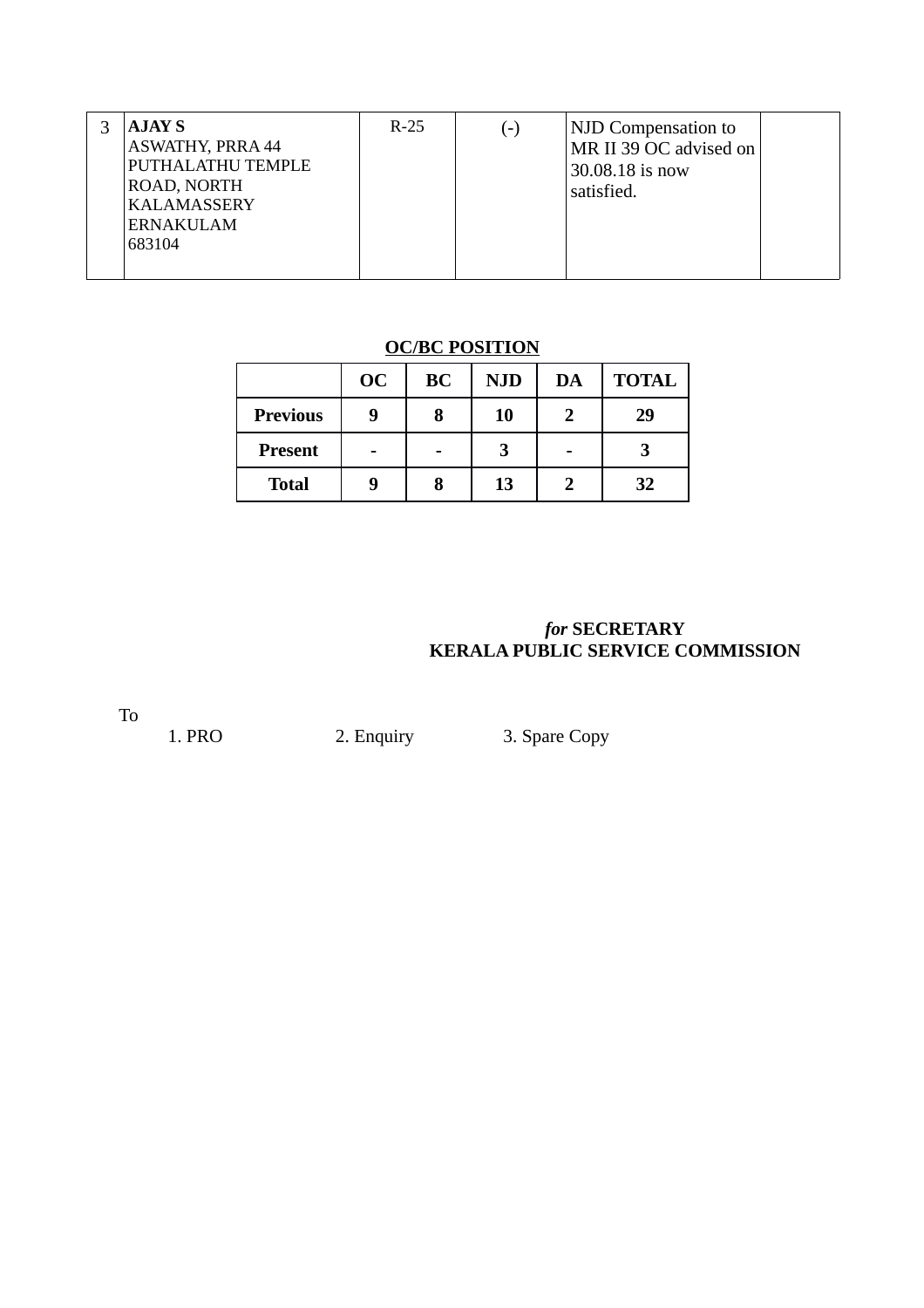| | | | | | |
|---|---|---|---|---|---|
| 3 | **AJAY S**<br>ASWATHY, PRRA 44<br>PUTHALATHU TEMPLE<br>ROAD, NORTH<br>KALAMASSERY<br>ERNAKULAM<br>683104 | R-25 | (-) | NJD Compensation to MR II 39 OC advised on 30.08.18 is now satisfied. | |

**OC/BC POSITION**

| | OC | BC | NJD | DA | TOTAL |
|---|---|---|---|---|---|
| **Previous** | **9** | **8** | **10** | **2** | **29** |
| **Present** | **-** | **-** | **3** | **-** | **3** |
| **Total** | **9** | **8** | **13** | **2** | **32** |

***for* SECRETARY**
**KERALA PUBLIC SERVICE COMMISSION**

To
1. PRO 2. Enquiry 3. Spare Copy